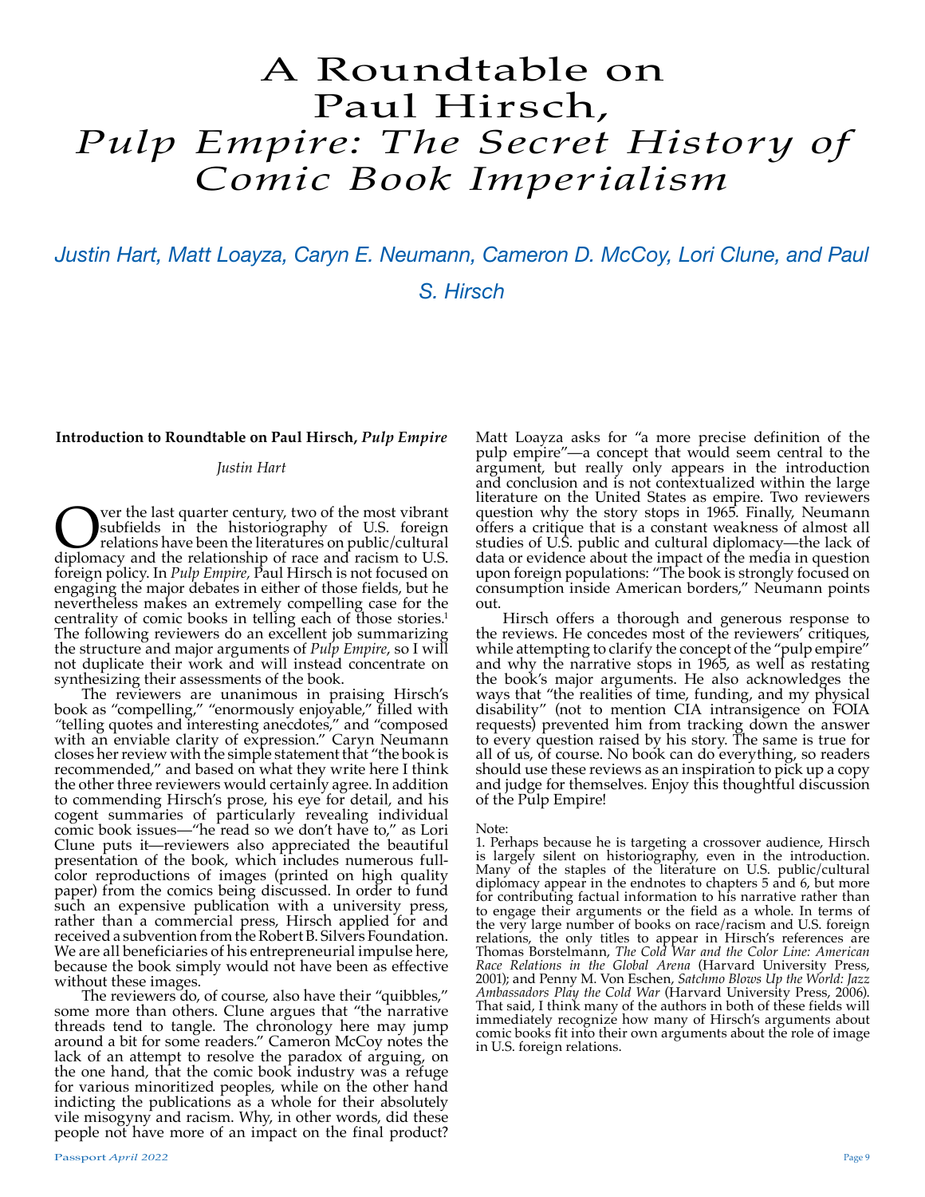# A Roundtable on Paul Hirsch, *Pulp Empire: The Secret History of Comic Book Imperialism*

*Justin Hart, Matt Loayza, Caryn E. Neumann, Cameron D. McCoy, Lori Clune, and Paul S. Hirsch*

**Introduction to Roundtable on Paul Hirsch, *Pulp Empire***

*Justin Hart*

Over the last quarter century, two of the most vibrant subfields in the historiography of U.S. foreign relations have been the literatures on public/cultural diplomacy and the relationship of race and racism to U.S. foreign policy. In *Pulp Empire,* Paul Hirsch is not focused on engaging the major debates in either of those fields, but he nevertheless makes an extremely compelling case for the centrality of comic books in telling each of those stories.[1] The following reviewers do an excellent job summarizing the structure and major arguments of *Pulp Empire*, so I will not duplicate their work and will instead concentrate on synthesizing their assessments of the book.

The reviewers are unanimous in praising Hirsch's book as "compelling," "enormously enjoyable," filled with "telling quotes and interesting anecdotes," and "composed with an enviable clarity of expression." Caryn Neumann closes her review with the simple statement that "the book is recommended," and based on what they write here I think the other three reviewers would certainly agree. In addition to commending Hirsch's prose, his eye for detail, and his cogent summaries of particularly revealing individual comic book issues—"he read so we don't have to," as Lori Clune puts it—reviewers also appreciated the beautiful presentation of the book, which includes numerous full-color reproductions of images (printed on high quality paper) from the comics being discussed. In order to fund such an expensive publication with a university press, rather than a commercial press, Hirsch applied for and received a subvention from the Robert B. Silvers Foundation. We are all beneficiaries of his entrepreneurial impulse here, because the book simply would not have been as effective without these images.

The reviewers do, of course, also have their "quibbles," some more than others. Clune argues that "the narrative threads tend to tangle. The chronology here may jump around a bit for some readers." Cameron McCoy notes the lack of an attempt to resolve the paradox of arguing, on the one hand, that the comic book industry was a refuge for various minoritized peoples, while on the other hand indicting the publications as a whole for their absolutely vile misogyny and racism. Why, in other words, did these people not have more of an impact on the final product? Matt Loayza asks for "a more precise definition of the pulp empire"—a concept that would seem central to the argument, but really only appears in the introduction and conclusion and is not contextualized within the large literature on the United States as empire. Two reviewers question why the story stops in 1965. Finally, Neumann offers a critique that is a constant weakness of almost all studies of U.S. public and cultural diplomacy—the lack of data or evidence about the impact of the media in question upon foreign populations: "The book is strongly focused on consumption inside American borders," Neumann points out.

Hirsch offers a thorough and generous response to the reviews. He concedes most of the reviewers' critiques, while attempting to clarify the concept of the "pulp empire" and why the narrative stops in 1965, as well as restating the book's major arguments. He also acknowledges the ways that "the realities of time, funding, and my physical disability" (not to mention CIA intransigence on FOIA requests) prevented him from tracking down the answer to every question raised by his story. The same is true for all of us, of course. No book can do everything, so readers should use these reviews as an inspiration to pick up a copy and judge for themselves. Enjoy this thoughtful discussion of the Pulp Empire!

Note:

1. Perhaps because he is targeting a crossover audience, Hirsch is largely silent on historiography, even in the introduction. Many of the staples of the literature on U.S. public/cultural diplomacy appear in the endnotes to chapters 5 and 6, but more for contributing factual information to his narrative rather than to engage their arguments or the field as a whole. In terms of the very large number of books on race/racism and U.S. foreign relations, the only titles to appear in Hirsch's references are Thomas Borstelmann, *The Cold War and the Color Line: American Race Relations in the Global Arena* (Harvard University Press, 2001); and Penny M. Von Eschen, *Satchmo Blows Up the World: Jazz Ambassadors Play the Cold War* (Harvard University Press, 2006). That said, I think many of the authors in both of these fields will immediately recognize how many of Hirsch's arguments about comic books fit into their own arguments about the role of image in U.S. foreign relations.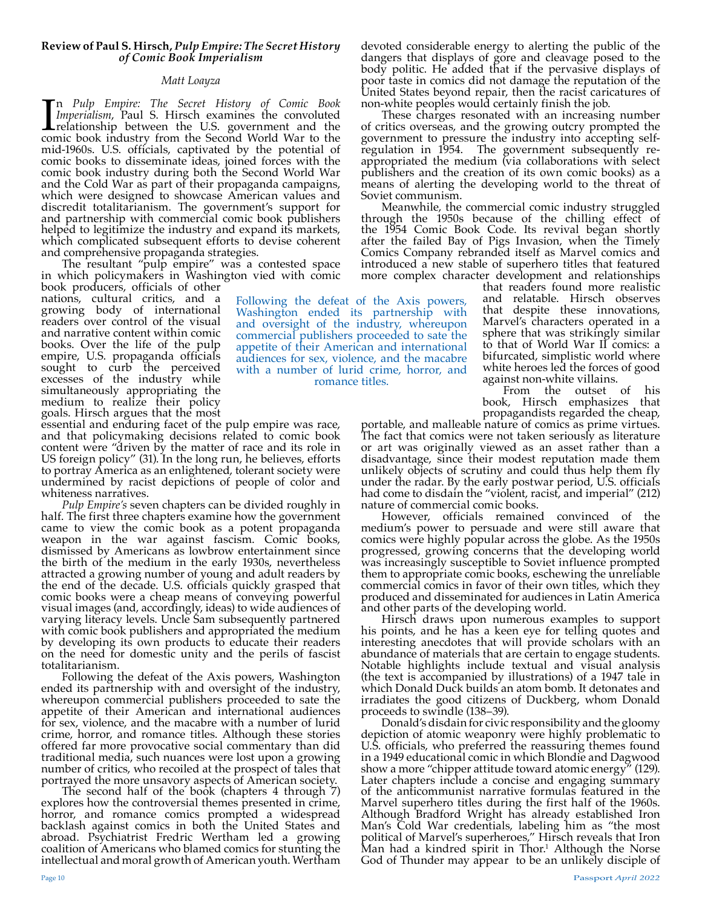**Review of Paul S. Hirsch, *Pulp Empire: The Secret History of Comic Book Imperialism***

*Matt Loayza*

In *Pulp Empire: The Secret History of Comic Book Imperialism*, Paul S. Hirsch examines the convoluted relationship between the U.S. government and the comic book industry from the Second World War to the mid-1960s. U.S. officials, captivated by the potential of comic books to disseminate ideas, joined forces with the comic book industry during both the Second World War and the Cold War as part of their propaganda campaigns, which were designed to showcase American values and discredit totalitarianism. The government's support for and partnership with commercial comic book publishers helped to legitimize the industry and expand its markets, which complicated subsequent efforts to devise coherent and comprehensive propaganda strategies.

The resultant "pulp empire" was a contested space in which policymakers in Washington vied with comic book producers, officials of other nations, cultural critics, and a growing body of international readers over control of the visual and narrative content within comic books. Over the life of the pulp empire, U.S. propaganda officials sought to curb the perceived excesses of the industry while simultaneously appropriating the medium to realize their policy goals. Hirsch argues that the most essential and enduring facet of the pulp empire was race, and that policymaking decisions related to comic book content were "driven by the matter of race and its role in US foreign policy" (31). In the long run, he believes, efforts to portray America as an enlightened, tolerant society were undermined by racist depictions of people of color and whiteness narratives.

*Pulp Empire's* seven chapters can be divided roughly in half. The first three chapters examine how the government came to view the comic book as a potent propaganda weapon in the war against fascism. Comic books, dismissed by Americans as lowbrow entertainment since the birth of the medium in the early 1930s, nevertheless attracted a growing number of young and adult readers by the end of the decade. U.S. officials quickly grasped that comic books were a cheap means of conveying powerful visual images (and, accordingly, ideas) to wide audiences of varying literacy levels. Uncle Sam subsequently partnered with comic book publishers and appropriated the medium by developing its own products to educate their readers on the need for domestic unity and the perils of fascist totalitarianism.

Following the defeat of the Axis powers, Washington ended its partnership with and oversight of the industry, whereupon commercial publishers proceeded to sate the appetite of their American and international audiences for sex, violence, and the macabre with a number of lurid crime, horror, and romance titles. Although these stories offered far more provocative social commentary than did traditional media, such nuances were lost upon a growing number of critics, who recoiled at the prospect of tales that portrayed the more unsavory aspects of American society.

The second half of the book (chapters 4 through 7) explores how the controversial themes presented in crime, horror, and romance comics prompted a widespread backlash against comics in both the United States and abroad. Psychiatrist Fredric Wertham led a growing coalition of Americans who blamed comics for stunting the intellectual and moral growth of American youth. Wertham devoted considerable energy to alerting the public of the dangers that displays of gore and cleavage posed to the body politic. He added that if the pervasive displays of poor taste in comics did not damage the reputation of the United States beyond repair, then the racist caricatures of non-white peoples would certainly finish the job.

These charges resonated with an increasing number of critics overseas, and the growing outcry prompted the government to pressure the industry into accepting self-regulation in 1954. The government subsequently re-appropriated the medium (via collaborations with select publishers and the creation of its own comic books) as a means of alerting the developing world to the threat of Soviet communism.

Meanwhile, the commercial comic industry struggled through the 1950s because of the chilling effect of the 1954 Comic Book Code. Its revival began shortly after the failed Bay of Pigs Invasion, when the Timely Comics Company rebranded itself as Marvel comics and introduced a new stable of superhero titles that featured more complex character development and relationships that readers found more realistic and relatable. Hirsch observes that despite these innovations, Marvel's characters operated in a sphere that was strikingly similar to that of World War II comics: a bifurcated, simplistic world where white heroes led the forces of good against non-white villains.

From the outset of his book, Hirsch emphasizes that propagandists regarded the cheap, portable, and malleable nature of comics as prime virtues. The fact that comics were not taken seriously as literature or art was originally viewed as an asset rather than a disadvantage, since their modest reputation made them unlikely objects of scrutiny and could thus help them fly under the radar. By the early postwar period, U.S. officials had come to disdain the "violent, racist, and imperial" (212) nature of commercial comic books.

However, officials remained convinced of the medium's power to persuade and were still aware that comics were highly popular across the globe. As the 1950s progressed, growing concerns that the developing world was increasingly susceptible to Soviet influence prompted them to appropriate comic books, eschewing the unreliable commercial comics in favor of their own titles, which they produced and disseminated for audiences in Latin America and other parts of the developing world.

Hirsch draws upon numerous examples to support his points, and he has a keen eye for telling quotes and interesting anecdotes that will provide scholars with an abundance of materials that are certain to engage students. Notable highlights include textual and visual analysis (the text is accompanied by illustrations) of a 1947 tale in which Donald Duck builds an atom bomb. It detonates and irradiates the good citizens of Duckberg, whom Donald proceeds to swindle (138–39).

Donald's disdain for civic responsibility and the gloomy depiction of atomic weaponry were highly problematic to U.S. officials, who preferred the reassuring themes found in a 1949 educational comic in which Blondie and Dagwood show a more "chipper attitude toward atomic energy" (129). Later chapters include a concise and engaging summary of the anticommunist narrative formulas featured in the Marvel superhero titles during the first half of the 1960s. Although Bradford Wright has already established Iron Man's Cold War credentials, labeling him as "the most political of Marvel's superheroes," Hirsch reveals that Iron Man had a kindred spirit in Thor.[1] Although the Norse God of Thunder may appear to be an unlikely disciple of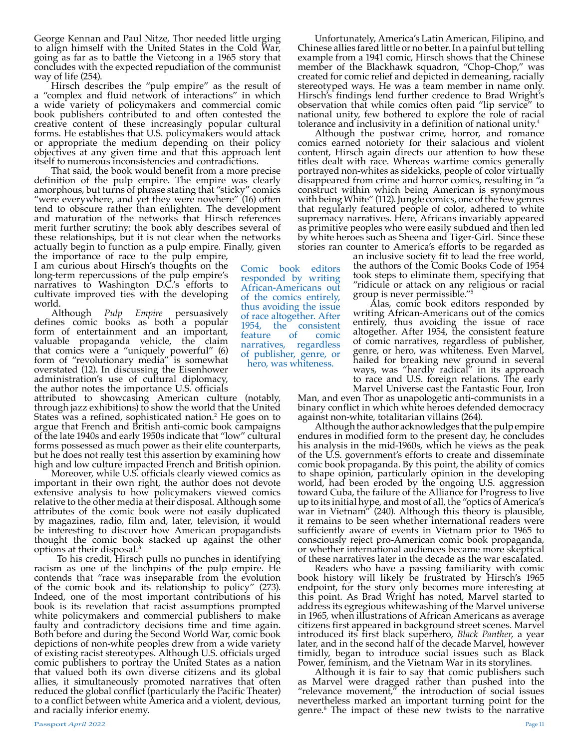George Kennan and Paul Nitze, Thor needed little urging to align himself with the United States in the Cold War, going as far as to battle the Vietcong in a 1965 story that concludes with the expected repudiation of the communist way of life (254).

Hirsch describes the "pulp empire" as the result of a "complex and fluid network of interactions" in which a wide variety of policymakers and commercial comic book publishers contributed to and often contested the creative content of these increasingly popular cultural forms. He establishes that U.S. policymakers would attack or appropriate the medium depending on their policy objectives at any given time and that this approach lent itself to numerous inconsistencies and contradictions.

That said, the book would benefit from a more precise definition of the pulp empire. The empire was clearly amorphous, but turns of phrase stating that "sticky" comics "were everywhere, and yet they were nowhere" (16) often tend to obscure rather than enlighten. The development and maturation of the networks that Hirsch references merit further scrutiny; the book ably describes several of these relationships, but it is not clear when the networks actually begin to function as a pulp empire. Finally, given the importance of race to the pulp empire, I am curious about Hirsch's thoughts on the long-term repercussions of the pulp empire's narratives to Washington D.C.'s efforts to cultivate improved ties with the developing world.

Although *Pulp Empire* persuasively defines comic books as both a popular form of entertainment and an important, valuable propaganda vehicle, the claim that comics were a "uniquely powerful" (6) form of "revolutionary media" is somewhat overstated (12). In discussing the Eisenhower administration's use of cultural diplomacy, the author notes the importance U.S. officials attributed to showcasing American culture (notably, through jazz exhibitions) to show the world that the United States was a refined, sophisticated nation.[2] He goes on to argue that French and British anti-comic book campaigns of the late 1940s and early 1950s indicate that "low" cultural forms possessed as much power as their elite counterparts, but he does not really test this assertion by examining how high and low culture impacted French and British opinion.

Moreover, while U.S. officials clearly viewed comics as important in their own right, the author does not devote extensive analysis to how policymakers viewed comics relative to the other media at their disposal. Although some attributes of the comic book were not easily duplicated by magazines, radio, film and, later, television, it would be interesting to discover how American propagandists thought the comic book stacked up against the other options at their disposal.[3]

To his credit, Hirsch pulls no punches in identifying racism as one of the linchpins of the pulp empire. He contends that "race was inseparable from the evolution of the comic book and its relationship to policy" (273). Indeed, one of the most important contributions of his book is its revelation that racist assumptions prompted white policymakers and commercial publishers to make faulty and contradictory decisions time and time again. Both before and during the Second World War, comic book depictions of non-white peoples drew from a wide variety of existing racist stereotypes. Although U.S. officials urged comic publishers to portray the United States as a nation that valued both its own diverse citizens and its global allies, it simultaneously promoted narratives that often reduced the global conflict (particularly the Pacific Theater) to a conflict between white America and a violent, devious, and racially inferior enemy.

Unfortunately, America's Latin American, Filipino, and Chinese allies fared little or no better. In a painful but telling example from a 1941 comic, Hirsch shows that the Chinese member of the Blackhawk squadron, "Chop-Chop," was created for comic relief and depicted in demeaning, racially stereotyped ways. He was a team member in name only. Hirsch's findings lend further credence to Brad Wright's observation that while comics often paid "lip service" to national unity, few bothered to explore the role of racial tolerance and inclusivity in a definition of national unity.[4]

Although the postwar crime, horror, and romance comics earned notoriety for their salacious and violent content, Hirsch again directs our attention to how these titles dealt with race. Whereas wartime comics generally portrayed non-whites as sidekicks, people of color virtually disappeared from crime and horror comics, resulting in "a construct within which being American is synonymous with being White" (112). Jungle comics, one of the few genres that regularly featured people of color, adhered to white supremacy narratives. Here, Africans invariably appeared as primitive peoples who were easily subdued and then led by white heroes such as Sheena and Tiger-Girl. Since these stories ran counter to America's efforts to be regarded as an inclusive society fit to lead the free world, the authors of the Comic Books Code of 1954 took steps to eliminate them, specifying that "ridicule or attack on any religious or racial group is never permissible."[5]

Alas, comic book editors responded by writing African-Americans out of the comics entirely, thus avoiding the issue of race altogether. After 1954, the consistent feature of comic narratives, regardless of publisher, genre, or hero, was whiteness. Even Marvel, hailed for breaking new ground in several ways, was "hardly radical" in its approach to race and U.S. foreign relations. The early Marvel Universe cast the Fantastic Four, Iron Man, and even Thor as unapologetic anti-communists in a binary conflict in which white heroes defended democracy against non-white, totalitarian villains (264).

Although the author acknowledges that the pulp empire endures in modified form to the present day, he concludes his analysis in the mid-1960s, which he views as the peak of the U.S. government's efforts to create and disseminate comic book propaganda. By this point, the ability of comics to shape opinion, particularly opinion in the developing world, had been eroded by the ongoing U.S. aggression toward Cuba, the failure of the Alliance for Progress to live up to its initial hype, and most of all, the "optics of America's war in Vietnam" (240). Although this theory is plausible, it remains to be seen whether international readers were sufficiently aware of events in Vietnam prior to 1965 to consciously reject pro-American comic book propaganda, or whether international audiences became more skeptical of these narratives later in the decade as the war escalated.

Readers who have a passing familiarity with comic book history will likely be frustrated by Hirsch's 1965 endpoint, for the story only becomes more interesting at this point. As Brad Wright has noted, Marvel started to address its egregious whitewashing of the Marvel universe in 1965, when illustrations of African Americans as average citizens first appeared in background street scenes. Marvel introduced its first black superhero, *Black Panther*, a year later, and in the second half of the decade Marvel, however timidly, began to introduce social issues such as Black Power, feminism, and the Vietnam War in its storylines.

Although it is fair to say that comic publishers such as Marvel were dragged rather than pushed into the "relevance movement," the introduction of social issues nevertheless marked an important turning point for the genre.[6] The impact of these new twists to the narrative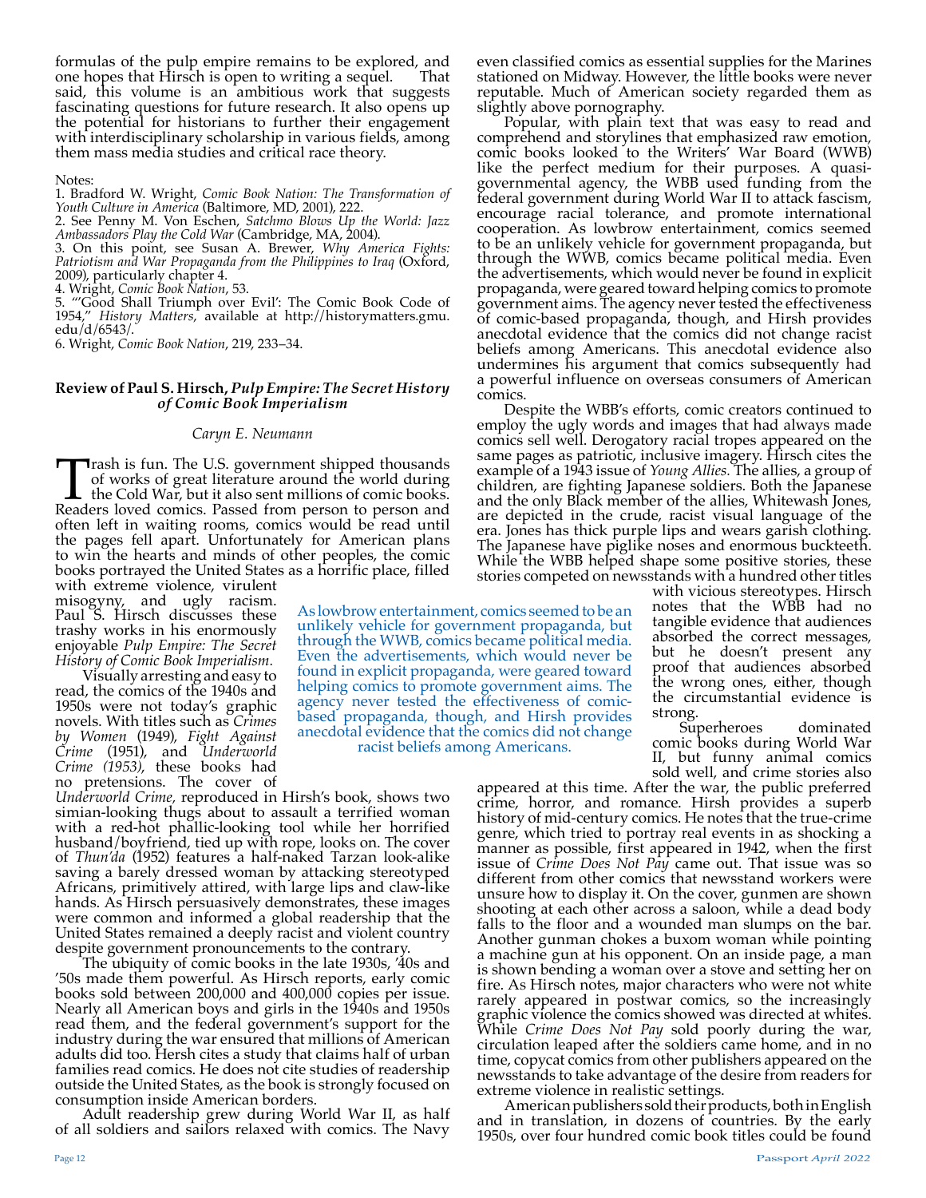formulas of the pulp empire remains to be explored, and one hopes that Hirsch is open to writing a sequel. That said, this volume is an ambitious work that suggests fascinating questions for future research. It also opens up the potential for historians to further their engagement with interdisciplinary scholarship in various fields, among them mass media studies and critical race theory.

Notes:
1. Bradford W. Wright, *Comic Book Nation: The Transformation of Youth Culture in America* (Baltimore, MD, 2001), 222.
2. See Penny M. Von Eschen, *Satchmo Blows Up the World: Jazz Ambassadors Play the Cold War* (Cambridge, MA, 2004).
3. On this point, see Susan A. Brewer, *Why America Fights: Patriotism and War Propaganda from the Philippines to Iraq* (Oxford, 2009), particularly chapter 4.
4. Wright, *Comic Book Nation*, 53.
5. "'Good Shall Triumph over Evil': The Comic Book Code of 1954," *History Matters*, available at http://historymatters.gmu.edu/d/6543/.
6. Wright, *Comic Book Nation*, 219, 233–34.

## Review of Paul S. Hirsch, *Pulp Empire: The Secret History of Comic Book Imperialism*

*Caryn E. Neumann*

Trash is fun. The U.S. government shipped thousands of works of great literature around the world during the Cold War, but it also sent millions of comic books. Readers loved comics. Passed from person to person and often left in waiting rooms, comics would be read until the pages fell apart. Unfortunately for American plans to win the hearts and minds of other peoples, the comic books portrayed the United States as a horrific place, filled with extreme violence, virulent misogyny, and ugly racism. Paul S. Hirsch discusses these trashy works in his enormously enjoyable *Pulp Empire: The Secret History of Comic Book Imperialism*.

Visually arresting and easy to read, the comics of the 1940s and 1950s were not today's graphic novels. With titles such as *Crimes by Women* (1949), *Fight Against Crime* (1951), and *Underworld Crime (1953)*, these books had no pretensions. The cover of *Underworld Crime*, reproduced in Hirsh's book, shows two simian-looking thugs about to assault a terrified woman with a red-hot phallic-looking tool while her horrified husband/boyfriend, tied up with rope, looks on. The cover of *Thun'da* (1952) features a half-naked Tarzan look-alike saving a barely dressed woman by attacking stereotyped Africans, primitively attired, with large lips and claw-like hands. As Hirsch persuasively demonstrates, these images were common and informed a global readership that the United States remained a deeply racist and violent country despite government pronouncements to the contrary.

The ubiquity of comic books in the late 1930s, '40s and '50s made them powerful. As Hirsch reports, early comic books sold between 200,000 and 400,000 copies per issue. Nearly all American boys and girls in the 1940s and 1950s read them, and the federal government's support for the industry during the war ensured that millions of American adults did too. Hersh cites a study that claims half of urban families read comics. He does not cite studies of readership outside the United States, as the book is strongly focused on consumption inside American borders.

Adult readership grew during World War II, as half of all soldiers and sailors relaxed with comics. The Navy even classified comics as essential supplies for the Marines stationed on Midway. However, the little books were never reputable. Much of American society regarded them as slightly above pornography.

Popular, with plain text that was easy to read and comprehend and storylines that emphasized raw emotion, comic books looked to the Writers' War Board (WWB) like the perfect medium for their purposes. A quasi-governmental agency, the WBB used funding from the federal government during World War II to attack fascism, encourage racial tolerance, and promote international cooperation. As lowbrow entertainment, comics seemed to be an unlikely vehicle for government propaganda, but through the WWB, comics became political media. Even the advertisements, which would never be found in explicit propaganda, were geared toward helping comics to promote government aims. The agency never tested the effectiveness of comic-based propaganda, though, and Hirsh provides anecdotal evidence that the comics did not change racist beliefs among Americans. This anecdotal evidence also undermines his argument that comics subsequently had a powerful influence on overseas consumers of American comics.

> As lowbrow entertainment, comics seemed to be an unlikely vehicle for government propaganda, but through the WWB, comics became political media. Even the advertisements, which would never be found in explicit propaganda, were geared toward helping comics to promote government aims. The agency never tested the effectiveness of comic-based propaganda, though, and Hirsh provides anecdotal evidence that the comics did not change racist beliefs among Americans.

Despite the WBB's efforts, comic creators continued to employ the ugly words and images that had always made comics sell well. Derogatory racial tropes appeared on the same pages as patriotic, inclusive imagery. Hirsch cites the example of a 1943 issue of *Young Allies*. The allies, a group of children, are fighting Japanese soldiers. Both the Japanese and the only Black member of the allies, Whitewash Jones, are depicted in the crude, racist visual language of the era. Jones has thick purple lips and wears garish clothing. The Japanese have piglike noses and enormous buckteeth. While the WBB helped shape some positive stories, these stories competed on newsstands with a hundred other titles with vicious stereotypes. Hirsch notes that the WBB had no tangible evidence that audiences absorbed the correct messages, but he doesn't present any proof that audiences absorbed the wrong ones, either, though the circumstantial evidence is strong.

Superheroes dominated comic books during World War II, but funny animal comics sold well, and crime stories also appeared at this time. After the war, the public preferred crime, horror, and romance. Hirsh provides a superb history of mid-century comics. He notes that the true-crime genre, which tried to portray real events in as shocking a manner as possible, first appeared in 1942, when the first issue of *Crime Does Not Pay* came out. That issue was so different from other comics that newsstand workers were unsure how to display it. On the cover, gunmen are shown shooting at each other across a saloon, while a dead body falls to the floor and a wounded man slumps on the bar. Another gunman chokes a buxom woman while pointing a machine gun at his opponent. On an inside page, a man is shown bending a woman over a stove and setting her on fire. As Hirsch notes, major characters who were not white rarely appeared in postwar comics, so the increasingly graphic violence the comics showed was directed at whites. While *Crime Does Not Pay* sold poorly during the war, circulation leaped after the soldiers came home, and in no time, copycat comics from other publishers appeared on the newsstands to take advantage of the desire from readers for extreme violence in realistic settings.

American publishers sold their products, both in English and in translation, in dozens of countries. By the early 1950s, over four hundred comic book titles could be found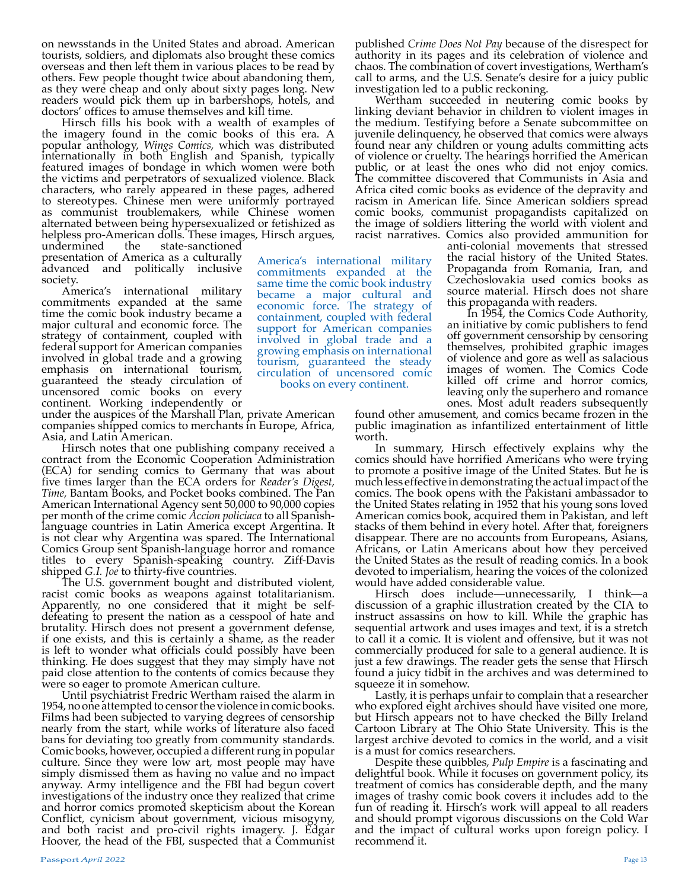on newsstands in the United States and abroad. American tourists, soldiers, and diplomats also brought these comics overseas and then left them in various places to be read by others. Few people thought twice about abandoning them, as they were cheap and only about sixty pages long. New readers would pick them up in barbershops, hotels, and doctors' offices to amuse themselves and kill time.

Hirsch fills his book with a wealth of examples of the imagery found in the comic books of this era. A popular anthology, *Wings Comics*, which was distributed internationally in both English and Spanish, typically featured images of bondage in which women were both the victims and perpetrators of sexualized violence. Black characters, who rarely appeared in these pages, adhered to stereotypes. Chinese men were uniformly portrayed as communist troublemakers, while Chinese women alternated between being hypersexualized or fetishized as helpless pro-American dolls. These images, Hirsch argues, undermined the state-sanctioned presentation of America as a culturally advanced and politically inclusive society.

America's international military commitments expanded at the same time the comic book industry became a major cultural and economic force. The strategy of containment, coupled with federal support for American companies involved in global trade and a growing emphasis on international tourism, guaranteed the steady circulation of uncensored comic books on every continent. Working independently or under the auspices of the Marshall Plan, private American companies shipped comics to merchants in Europe, Africa, Asia, and Latin American.

Hirsch notes that one publishing company received a contract from the Economic Cooperation Administration (ECA) for sending comics to Germany that was about five times larger than the ECA orders for *Reader's Digest, Time,* Bantam Books, and Pocket books combined. The Pan American International Agency sent 50,000 to 90,000 copies per month of the crime comic *Accion policiaca* to all Spanish-language countries in Latin America except Argentina. It is not clear why Argentina was spared. The International Comics Group sent Spanish-language horror and romance titles to every Spanish-speaking country. Ziff-Davis shipped *G.I. Joe* to thirty-five countries.

The U.S. government bought and distributed violent, racist comic books as weapons against totalitarianism. Apparently, no one considered that it might be self-defeating to present the nation as a cesspool of hate and brutality. Hirsch does not present a government defense, if one exists, and this is certainly a shame, as the reader is left to wonder what officials could possibly have been thinking. He does suggest that they may simply have not paid close attention to the contents of comics because they were so eager to promote American culture.

Until psychiatrist Fredric Wertham raised the alarm in 1954, no one attempted to censor the violence in comic books. Films had been subjected to varying degrees of censorship nearly from the start, while works of literature also faced bans for deviating too greatly from community standards. Comic books, however, occupied a different rung in popular culture. Since they were low art, most people may have simply dismissed them as having no value and no impact anyway. Army intelligence and the FBI had begun covert investigations of the industry once they realized that crime and horror comics promoted skepticism about the Korean Conflict, cynicism about government, vicious misogyny, and both racist and pro-civil rights imagery. J. Edgar Hoover, the head of the FBI, suspected that a Communist published *Crime Does Not Pay* because of the disrespect for authority in its pages and its celebration of violence and chaos. The combination of covert investigations, Wertham's call to arms, and the U.S. Senate's desire for a juicy public investigation led to a public reckoning.

Wertham succeeded in neutering comic books by linking deviant behavior in children to violent images in the medium. Testifying before a Senate subcommittee on juvenile delinquency, he observed that comics were always found near any children or young adults committing acts of violence or cruelty. The hearings horrified the American public, or at least the ones who did not enjoy comics. The committee discovered that Communists in Asia and Africa cited comic books as evidence of the depravity and racism in American life. Since American soldiers spread comic books, communist propagandists capitalized on the image of soldiers littering the world with violent and racist narratives. Comics also provided ammunition for anti-colonial movements that stressed the racial history of the United States. Propaganda from Romania, Iran, and Czechoslovakia used comics books as source material. Hirsch does not share this propaganda with readers.

In 1954, the Comics Code Authority, an initiative by comic publishers to fend off government censorship by censoring themselves, prohibited graphic images of violence and gore as well as salacious images of women. The Comics Code killed off crime and horror comics, leaving only the superhero and romance ones. Most adult readers subsequently found other amusement, and comics became frozen in the public imagination as infantilized entertainment of little worth.

In summary, Hirsch effectively explains why the comics should have horrified Americans who were trying to promote a positive image of the United States. But he is much less effective in demonstrating the actual impact of the comics. The book opens with the Pakistani ambassador to the United States relating in 1952 that his young sons loved American comics book, acquired them in Pakistan, and left stacks of them behind in every hotel. After that, foreigners disappear. There are no accounts from Europeans, Asians, Africans, or Latin Americans about how they perceived the United States as the result of reading comics. In a book devoted to imperialism, hearing the voices of the colonized would have added considerable value.

Hirsch does include—unnecessarily, I think—a discussion of a graphic illustration created by the CIA to instruct assassins on how to kill. While the graphic has sequential artwork and uses images and text, it is a stretch to call it a comic. It is violent and offensive, but it was not commercially produced for sale to a general audience. It is just a few drawings. The reader gets the sense that Hirsch found a juicy tidbit in the archives and was determined to squeeze it in somehow.

Lastly, it is perhaps unfair to complain that a researcher who explored eight archives should have visited one more, but Hirsch appears not to have checked the Billy Ireland Cartoon Library at The Ohio State University. This is the largest archive devoted to comics in the world, and a visit is a must for comics researchers.

Despite these quibbles, *Pulp Empire* is a fascinating and delightful book. While it focuses on government policy, its treatment of comics has considerable depth, and the many images of trashy comic book covers it includes add to the fun of reading it. Hirsch's work will appeal to all readers and should prompt vigorous discussions on the Cold War and the impact of cultural works upon foreign policy. I recommend it.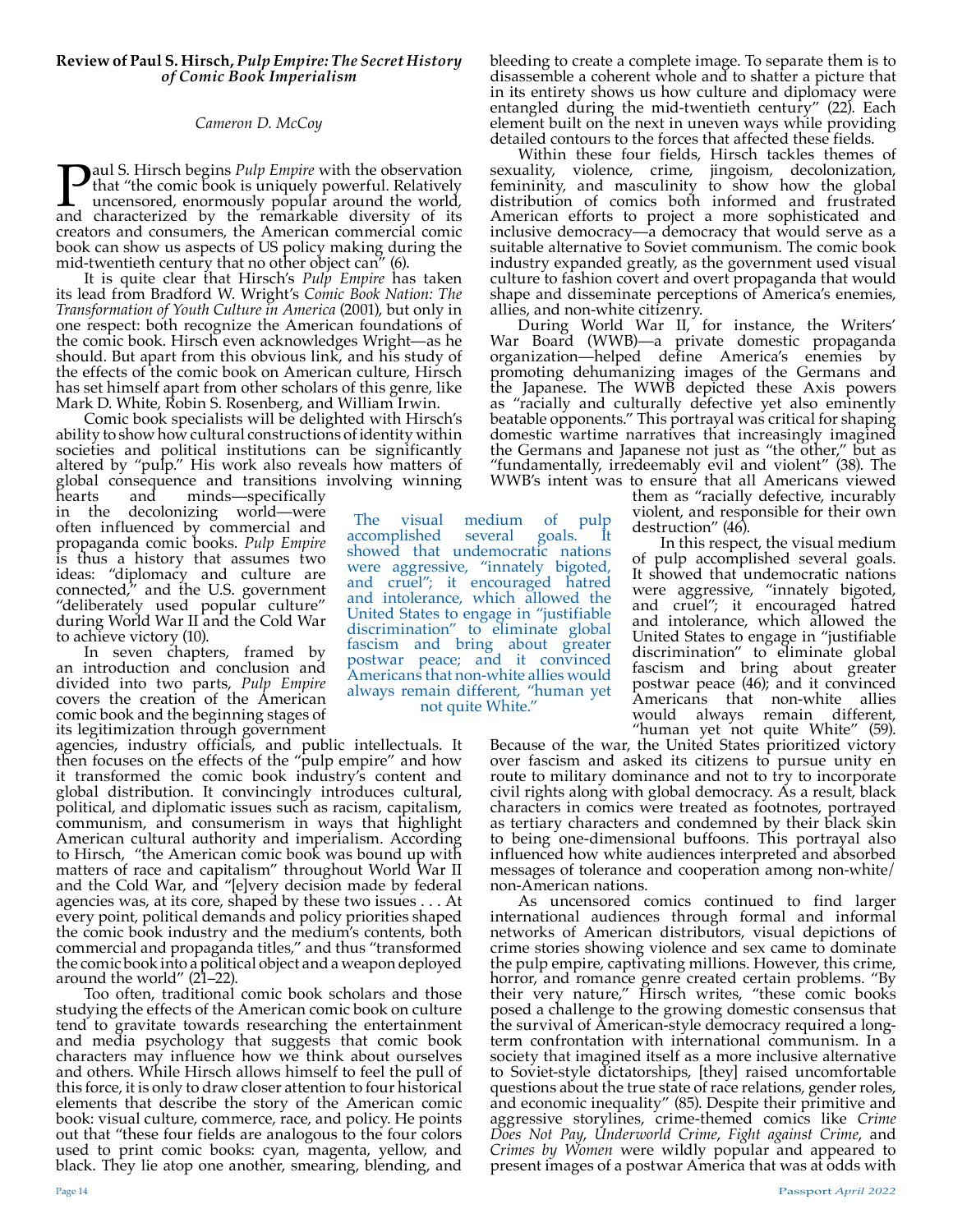**Review of Paul S. Hirsch, *Pulp Empire: The Secret History of Comic Book Imperialism***

*Cameron D. McCoy*

Paul S. Hirsch begins *Pulp Empire* with the observation that "the comic book is uniquely powerful. Relatively uncensored, enormously popular around the world, and characterized by the remarkable diversity of its creators and consumers, the American commercial comic book can show us aspects of US policy making during the mid-twentieth century that no other object can" (6).

It is quite clear that Hirsch's *Pulp Empire* has taken its lead from Bradford W. Wright's *Comic Book Nation: The Transformation of Youth Culture in America* (2001), but only in one respect: both recognize the American foundations of the comic book. Hirsch even acknowledges Wright—as he should. But apart from this obvious link, and his study of the effects of the comic book on American culture, Hirsch has set himself apart from other scholars of this genre, like Mark D. White, Robin S. Rosenberg, and William Irwin.

Comic book specialists will be delighted with Hirsch's ability to show how cultural constructions of identity within societies and political institutions can be significantly altered by "pulp." His work also reveals how matters of global consequence and transitions involving winning hearts and minds—specifically in the decolonizing world—were often influenced by commercial and propaganda comic books. *Pulp Empire* is thus a history that assumes two ideas: "diplomacy and culture are connected," and the U.S. government "deliberately used popular culture" during World War II and the Cold War to achieve victory (10).

In seven chapters, framed by an introduction and conclusion and divided into two parts, *Pulp Empire* covers the creation of the American comic book and the beginning stages of its legitimization through government agencies, industry officials, and public intellectuals. It then focuses on the effects of the "pulp empire" and how it transformed the comic book industry's content and global distribution. It convincingly introduces cultural, political, and diplomatic issues such as racism, capitalism, communism, and consumerism in ways that highlight American cultural authority and imperialism. According to Hirsch, "the American comic book was bound up with matters of race and capitalism" throughout World War II and the Cold War, and "[e]very decision made by federal agencies was, at its core, shaped by these two issues . . . At every point, political demands and policy priorities shaped the comic book industry and the medium's contents, both commercial and propaganda titles," and thus "transformed the comic book into a political object and a weapon deployed around the world" (21–22).

Too often, traditional comic book scholars and those studying the effects of the American comic book on culture tend to gravitate towards researching the entertainment and media psychology that suggests that comic book characters may influence how we think about ourselves and others. While Hirsch allows himself to feel the pull of this force, it is only to draw closer attention to four historical elements that describe the story of the American comic book: visual culture, commerce, race, and policy. He points out that "these four fields are analogous to the four colors used to print comic books: cyan, magenta, yellow, and black. They lie atop one another, smearing, blending, and bleeding to create a complete image. To separate them is to disassemble a coherent whole and to shatter a picture that in its entirety shows us how culture and diplomacy were entangled during the mid-twentieth century" (22). Each element built on the next in uneven ways while providing detailed contours to the forces that affected these fields.

Within these four fields, Hirsch tackles themes of sexuality, violence, crime, jingoism, decolonization, femininity, and masculinity to show how the global distribution of comics both informed and frustrated American efforts to project a more sophisticated and inclusive democracy—a democracy that would serve as a suitable alternative to Soviet communism. The comic book industry expanded greatly, as the government used visual culture to fashion covert and overt propaganda that would shape and disseminate perceptions of America's enemies, allies, and non-white citizenry.

During World War II, for instance, the Writers' War Board (WWB)—a private domestic propaganda organization—helped define America's enemies by promoting dehumanizing images of the Germans and the Japanese. The WWB depicted these Axis powers as "racially and culturally defective yet also eminently beatable opponents." This portrayal was critical for shaping domestic wartime narratives that increasingly imagined the Germans and Japanese not just as "the other," but as "fundamentally, irredeemably evil and violent" (38). The WWB's intent was to ensure that all Americans viewed them as "racially defective, incurably violent, and responsible for their own destruction" (46).

> The visual medium of pulp accomplished several goals. It showed that undemocratic nations were aggressive, "innately bigoted, and cruel"; it encouraged hatred and intolerance, which allowed the United States to engage in "justifiable discrimination" to eliminate global fascism and bring about greater postwar peace; and it convinced Americans that non-white allies would always remain different, "human yet not quite White."

In this respect, the visual medium of pulp accomplished several goals. It showed that undemocratic nations were aggressive, "innately bigoted, and cruel"; it encouraged hatred and intolerance, which allowed the United States to engage in "justifiable discrimination" to eliminate global fascism and bring about greater postwar peace (46); and it convinced Americans that non-white allies would always remain different, "human yet not quite White" (59). Because of the war, the United States prioritized victory over fascism and asked its citizens to pursue unity en route to military dominance and not to try to incorporate civil rights along with global democracy. As a result, black characters in comics were treated as footnotes, portrayed as tertiary characters and condemned by their black skin to being one-dimensional buffoons. This portrayal also influenced how white audiences interpreted and absorbed messages of tolerance and cooperation among non-white/non-American nations.

As uncensored comics continued to find larger international audiences through formal and informal networks of American distributors, visual depictions of crime stories showing violence and sex came to dominate the pulp empire, captivating millions. However, this crime, horror, and romance genre created certain problems. "By their very nature," Hirsch writes, "these comic books posed a challenge to the growing domestic consensus that the survival of American-style democracy required a long-term confrontation with international communism. In a society that imagined itself as a more inclusive alternative to Soviet-style dictatorships, [they] raised uncomfortable questions about the true state of race relations, gender roles, and economic inequality" (85). Despite their primitive and aggressive storylines, crime-themed comics like *Crime Does Not Pay*, *Underworld Crime*, *Fight against Crime*, and *Crimes by Women* were wildly popular and appeared to present images of a postwar America that was at odds with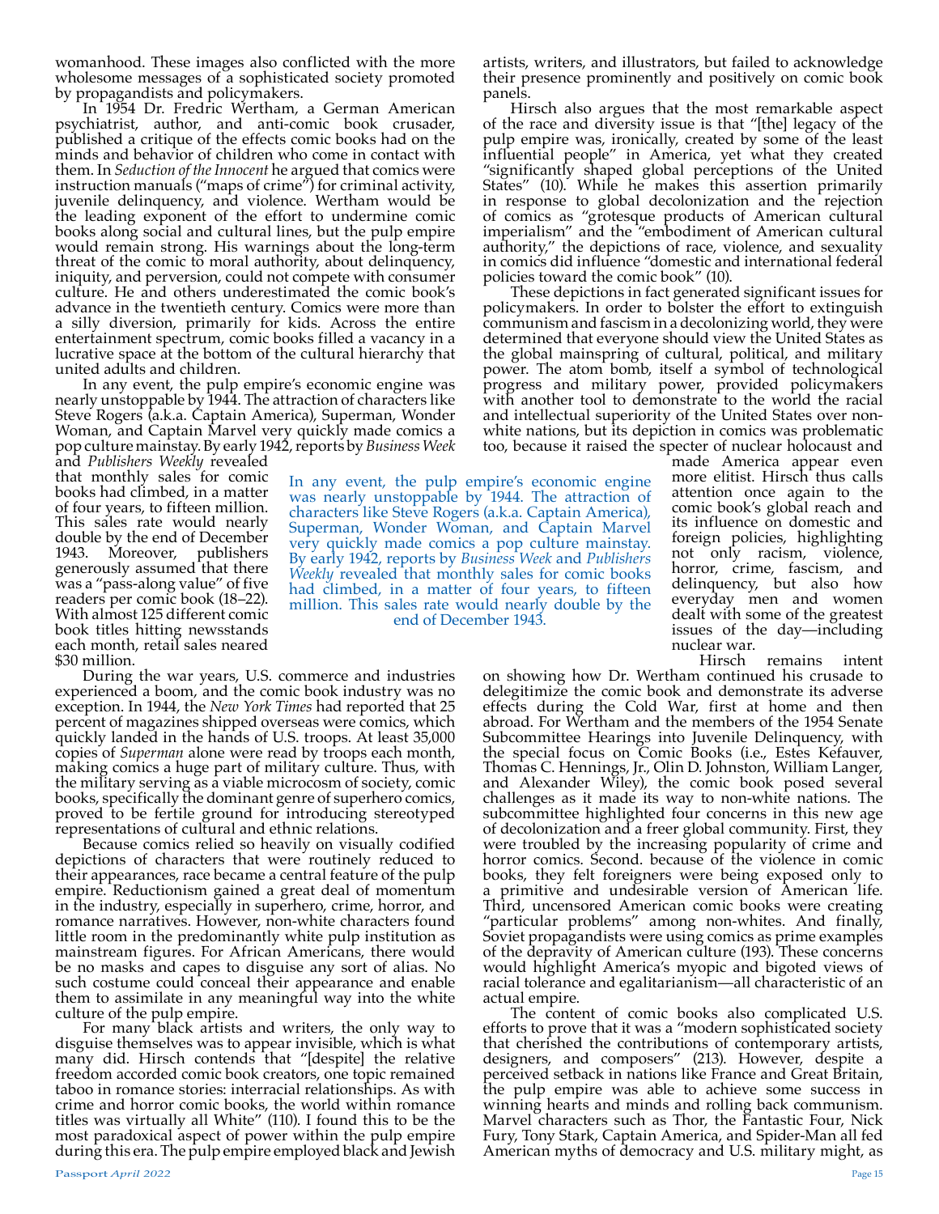womanhood. These images also conflicted with the more wholesome messages of a sophisticated society promoted by propagandists and policymakers.

In 1954 Dr. Fredric Wertham, a German American psychiatrist, author, and anti-comic book crusader, published a critique of the effects comic books had on the minds and behavior of children who come in contact with them. In *Seduction of the Innocent* he argued that comics were instruction manuals ("maps of crime") for criminal activity, juvenile delinquency, and violence. Wertham would be the leading exponent of the effort to undermine comic books along social and cultural lines, but the pulp empire would remain strong. His warnings about the long-term threat of the comic to moral authority, about delinquency, iniquity, and perversion, could not compete with consumer culture. He and others underestimated the comic book's advance in the twentieth century. Comics were more than a silly diversion, primarily for kids. Across the entire entertainment spectrum, comic books filled a vacancy in a lucrative space at the bottom of the cultural hierarchy that united adults and children.

In any event, the pulp empire's economic engine was nearly unstoppable by 1944. The attraction of characters like Steve Rogers (a.k.a. Captain America), Superman, Wonder Woman, and Captain Marvel very quickly made comics a pop culture mainstay. By early 1942, reports by *Business Week* and *Publishers Weekly* revealed that monthly sales for comic books had climbed, in a matter of four years, to fifteen million. This sales rate would nearly double by the end of December 1943. Moreover, publishers generously assumed that there was a "pass-along value" of five readers per comic book (18–22). With almost 125 different comic book titles hitting newsstands each month, retail sales neared $30 million.

> In any event, the pulp empire's economic engine was nearly unstoppable by 1944. The attraction of characters like Steve Rogers (a.k.a. Captain America), Superman, Wonder Woman, and Captain Marvel very quickly made comics a pop culture mainstay. By early 1942, reports by *Business Week* and *Publishers Weekly* revealed that monthly sales for comic books had climbed, in a matter of four years, to fifteen million. This sales rate would nearly double by the end of December 1943.

During the war years, U.S. commerce and industries experienced a boom, and the comic book industry was no exception. In 1944, the *New York Times* had reported that 25 percent of magazines shipped overseas were comics, which quickly landed in the hands of U.S. troops. At least 35,000 copies of *Superman* alone were read by troops each month, making comics a huge part of military culture. Thus, with the military serving as a viable microcosm of society, comic books, specifically the dominant genre of superhero comics, proved to be fertile ground for introducing stereotyped representations of cultural and ethnic relations.

Because comics relied so heavily on visually codified depictions of characters that were routinely reduced to their appearances, race became a central feature of the pulp empire. Reductionism gained a great deal of momentum in the industry, especially in superhero, crime, horror, and romance narratives. However, non-white characters found little room in the predominantly white pulp institution as mainstream figures. For African Americans, there would be no masks and capes to disguise any sort of alias. No such costume could conceal their appearance and enable them to assimilate in any meaningful way into the white culture of the pulp empire.

For many black artists and writers, the only way to disguise themselves was to appear invisible, which is what many did. Hirsch contends that "[despite] the relative freedom accorded comic book creators, one topic remained taboo in romance stories: interracial relationships. As with crime and horror comic books, the world within romance titles was virtually all White" (110). I found this to be the most paradoxical aspect of power within the pulp empire during this era. The pulp empire employed black and Jewish artists, writers, and illustrators, but failed to acknowledge their presence prominently and positively on comic book panels.

Hirsch also argues that the most remarkable aspect of the race and diversity issue is that "[the] legacy of the pulp empire was, ironically, created by some of the least influential people" in America, yet what they created "significantly shaped global perceptions of the United States" (10). While he makes this assertion primarily in response to global decolonization and the rejection of comics as "grotesque products of American cultural imperialism" and the "embodiment of American cultural authority," the depictions of race, violence, and sexuality in comics did influence "domestic and international federal policies toward the comic book" (10).

These depictions in fact generated significant issues for policymakers. In order to bolster the effort to extinguish communism and fascism in a decolonizing world, they were determined that everyone should view the United States as the global mainspring of cultural, political, and military power. The atom bomb, itself a symbol of technological progress and military power, provided policymakers with another tool to demonstrate to the world the racial and intellectual superiority of the United States over non-white nations, but its depiction in comics was problematic too, because it raised the specter of nuclear holocaust and made America appear even more elitist. Hirsch thus calls attention once again to the comic book's global reach and its influence on domestic and foreign policies, highlighting not only racism, violence, horror, crime, fascism, and delinquency, but also how everyday men and women dealt with some of the greatest issues of the day—including nuclear war.

Hirsch remains intent on showing how Dr. Wertham continued his crusade to delegitimize the comic book and demonstrate its adverse effects during the Cold War, first at home and then abroad. For Wertham and the members of the 1954 Senate Subcommittee Hearings into Juvenile Delinquency, with the special focus on Comic Books (i.e., Estes Kefauver, Thomas C. Hennings, Jr., Olin D. Johnston, William Langer, and Alexander Wiley), the comic book posed several challenges as it made its way to non-white nations. The subcommittee highlighted four concerns in this new age of decolonization and a freer global community. First, they were troubled by the increasing popularity of crime and horror comics. Second. because of the violence in comic books, they felt foreigners were being exposed only to a primitive and undesirable version of American life. Third, uncensored American comic books were creating "particular problems" among non-whites. And finally, Soviet propagandists were using comics as prime examples of the depravity of American culture (193). These concerns would highlight America's myopic and bigoted views of racial tolerance and egalitarianism—all characteristic of an actual empire.

The content of comic books also complicated U.S. efforts to prove that it was a "modern sophisticated society that cherished the contributions of contemporary artists, designers, and composers" (213). However, despite a perceived setback in nations like France and Great Britain, the pulp empire was able to achieve some success in winning hearts and minds and rolling back communism. Marvel characters such as Thor, the Fantastic Four, Nick Fury, Tony Stark, Captain America, and Spider-Man all fed American myths of democracy and U.S. military might, as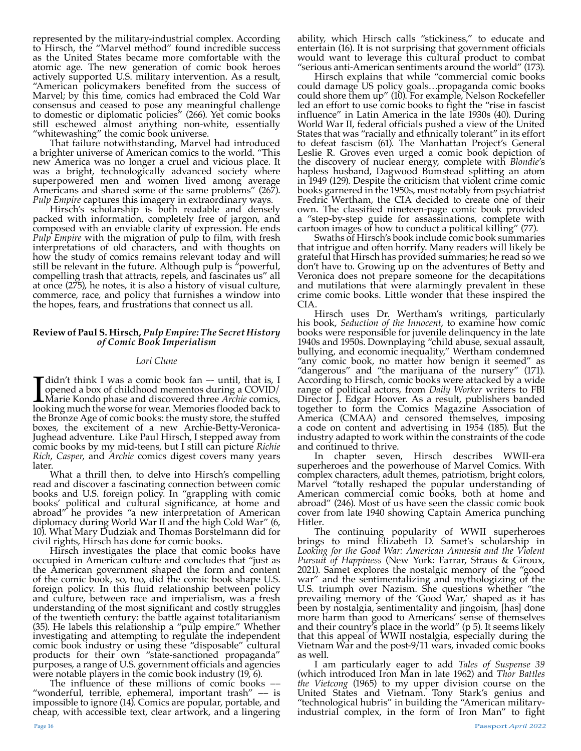represented by the military-industrial complex. According to Hirsch, the "Marvel method" found incredible success as the United States became more comfortable with the atomic age. The new generation of comic book heroes actively supported U.S. military intervention. As a result, "American policymakers benefited from the success of Marvel; by this time, comics had embraced the Cold War consensus and ceased to pose any meaningful challenge to domestic or diplomatic policies" (266). Yet comic books still eschewed almost anything non-white, essentially "whitewashing" the comic book universe.

That failure notwithstanding, Marvel had introduced a brighter universe of American comics to the world. "This new America was no longer a cruel and vicious place. It was a bright, technologically advanced society where superpowered men and women lived among average Americans and shared some of the same problems" (267). *Pulp Empire* captures this imagery in extraordinary ways.

Hirsch's scholarship is both readable and densely packed with information, completely free of jargon, and composed with an enviable clarity of expression. He ends *Pulp Empire* with the migration of pulp to film, with fresh interpretations of old characters, and with thoughts on how the study of comics remains relevant today and will still be relevant in the future. Although pulp is "powerful, compelling trash that attracts, repels, and fascinates us" all at once (275), he notes, it is also a history of visual culture, commerce, race, and policy that furnishes a window into the hopes, fears, and frustrations that connect us all.

## Review of Paul S. Hirsch, *Pulp Empire: The Secret History of Comic Book Imperialism*

*Lori Clune*

I didn't think I was a comic book fan –- until, that is, I opened a box of childhood mementos during a COVID/Marie Kondo phase and discovered three *Archie* comics, looking much the worse for wear. Memories flooded back to the Bronze Age of comic books: the musty store, the stuffed boxes, the excitement of a new Archie-Betty-Veronica-Jughead adventure. Like Paul Hirsch, I stepped away from comic books by my mid-teens, but I still can picture *Richie Rich*, *Casper*, and *Archie* comics digest covers many years later.

What a thrill then, to delve into Hirsch's compelling read and discover a fascinating connection between comic books and U.S. foreign policy. In "grappling with comic books' political and cultural significance, at home and abroad" he provides "a new interpretation of American diplomacy during World War II and the high Cold War" (6, 10). What Mary Dudziak and Thomas Borstelmann did for civil rights, Hirsch has done for comic books.

Hirsch investigates the place that comic books have occupied in American culture and concludes that "just as the American government shaped the form and content of the comic book, so, too, did the comic book shape U.S. foreign policy. In this fluid relationship between policy and culture, between race and imperialism, was a fresh understanding of the most significant and costly struggles of the twentieth century: the battle against totalitarianism (35). He labels this relationship a "pulp empire." Whether investigating and attempting to regulate the independent comic book industry or using these "disposable" cultural products for their own "state-sanctioned propaganda" purposes, a range of U.S. government officials and agencies were notable players in the comic book industry (19, 6).

The influence of these millions of comic books –– "wonderful, terrible, ephemeral, important trash" –– is impossible to ignore (14). Comics are popular, portable, and cheap, with accessible text, clear artwork, and a lingering ability, which Hirsch calls "stickiness," to educate and entertain (16). It is not surprising that government officials would want to leverage this cultural product to combat "serious anti-American sentiments around the world" (173).

Hirsch explains that while "commercial comic books could damage US policy goals…propaganda comic books could shore them up" (10). For example, Nelson Rockefeller led an effort to use comic books to fight the "rise in fascist influence" in Latin America in the late 1930s (40). During World War II, federal officials pushed a view of the United States that was "racially and ethnically tolerant" in its effort to defeat fascism (61). The Manhattan Project's General Leslie R. Groves even urged a comic book depiction of the discovery of nuclear energy, complete with *Blondie*'s hapless husband, Dagwood Bumstead splitting an atom in 1949 (129). Despite the criticism that violent crime comic books garnered in the 1950s, most notably from psychiatrist Fredric Wertham, the CIA decided to create one of their own. The classified nineteen-page comic book provided a "step-by-step guide for assassinations, complete with cartoon images of how to conduct a political killing" (77).

Swaths of Hirsch's book include comic book summaries that intrigue and often horrify. Many readers will likely be grateful that Hirsch has provided summaries; he read so we don't have to. Growing up on the adventures of Betty and Veronica does not prepare someone for the decapitations and mutilations that were alarmingly prevalent in these crime comic books. Little wonder that these inspired the CIA.

Hirsch uses Dr. Wertham's writings, particularly his book, *Seduction of the Innocent*, to examine how comic books were responsible for juvenile delinquency in the late 1940s and 1950s. Downplaying "child abuse, sexual assault, bullying, and economic inequality," Wertham condemned "any comic book, no matter how benign it seemed" as "dangerous" and "the marijuana of the nursery" (171). According to Hirsch, comic books were attacked by a wide range of political actors, from *Daily Worker* writers to FBI Director J. Edgar Hoover. As a result, publishers banded together to form the Comics Magazine Association of America (CMAA) and censored themselves, imposing a code on content and advertising in 1954 (185). But the industry adapted to work within the constraints of the code and continued to thrive.

In chapter seven, Hirsch describes WWII-era superheroes and the powerhouse of Marvel Comics. With complex characters, adult themes, patriotism, bright colors, Marvel "totally reshaped the popular understanding of American commercial comic books, both at home and abroad" (246). Most of us have seen the classic comic book cover from late 1940 showing Captain America punching Hitler.

The continuing popularity of WWII superheroes brings to mind Elizabeth D. Samet's scholarship in *Looking for the Good War: American Amnesia and the Violent Pursuit of Happiness* (New York: Farrar, Straus & Giroux, 2021). Samet explores the nostalgic memory of the "good war" and the sentimentalizing and mythologizing of the U.S. triumph over Nazism. She questions whether "the prevailing memory of the 'Good War,' shaped as it has been by nostalgia, sentimentality and jingoism, [has] done more harm than good to Americans' sense of themselves and their country's place in the world" (p 5). It seems likely that this appeal of WWII nostalgia, especially during the Vietnam War and the post-9/11 wars, invaded comic books as well.

I am particularly eager to add *Tales of Suspense 39* (which introduced Iron Man in late 1962) and *Thor Battles the Vietcong* (1965) to my upper division course on the United States and Vietnam. Tony Stark's genius and "technological hubris" in building the "American military-industrial complex, in the form of Iron Man" to fight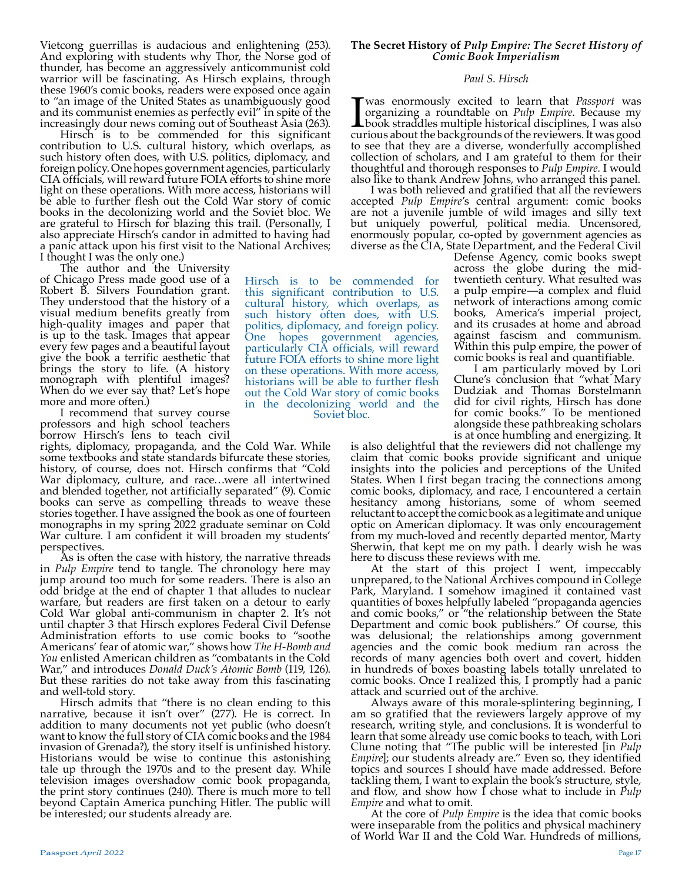Vietcong guerrillas is audacious and enlightening (253). And exploring with students why Thor, the Norse god of thunder, has become an aggressively anticommunist cold warrior will be fascinating. As Hirsch explains, through these 1960's comic books, readers were exposed once again to "an image of the United States as unambiguously good and its communist enemies as perfectly evil" in spite of the increasingly dour news coming out of Southeast Asia (263).

Hirsch is to be commended for this significant contribution to U.S. cultural history, which overlaps, as such history often does, with U.S. politics, diplomacy, and foreign policy. One hopes government agencies, particularly CIA officials, will reward future FOIA efforts to shine more light on these operations. With more access, historians will be able to further flesh out the Cold War story of comic books in the decolonizing world and the Soviet bloc. We are grateful to Hirsch for blazing this trail. (Personally, I also appreciate Hirsch's candor in admitted to having had a panic attack upon his first visit to the National Archives; I thought I was the only one.)

The author and the University of Chicago Press made good use of a Robert B. Silvers Foundation grant. They understood that the history of a visual medium benefits greatly from high-quality images and paper that is up to the task. Images that appear every few pages and a beautiful layout give the book a terrific aesthetic that brings the story to life. (A history monograph with plentiful images? When do we ever say that? Let's hope more and more often.)

I recommend that survey course professors and high school teachers borrow Hirsch's lens to teach civil rights, diplomacy, propaganda, and the Cold War. While some textbooks and state standards bifurcate these stories, history, of course, does not. Hirsch confirms that "Cold War diplomacy, culture, and race…were all intertwined and blended together, not artificially separated" (9). Comic books can serve as compelling threads to weave these stories together. I have assigned the book as one of fourteen monographs in my spring 2022 graduate seminar on Cold War culture. I am confident it will broaden my students' perspectives.

As is often the case with history, the narrative threads in *Pulp Empire* tend to tangle. The chronology here may jump around too much for some readers. There is also an odd bridge at the end of chapter 1 that alludes to nuclear warfare, but readers are first taken on a detour to early Cold War global anti-communism in chapter 2. It's not until chapter 3 that Hirsch explores Federal Civil Defense Administration efforts to use comic books to "soothe Americans' fear of atomic war," shows how *The H-Bomb and You* enlisted American children as "combatants in the Cold War," and introduces *Donald Duck's Atomic Bomb* (119, 126). But these rarities do not take away from this fascinating and well-told story.

Hirsch admits that "there is no clean ending to this narrative, because it isn't over" (277). He is correct. In addition to many documents not yet public (who doesn't want to know the full story of CIA comic books and the 1984 invasion of Grenada?), the story itself is unfinished history. Historians would be wise to continue this astonishing tale up through the 1970s and to the present day. While television images overshadow comic book propaganda, the print story continues (240). There is much more to tell beyond Captain America punching Hitler. The public will be interested; our students already are.

> Hirsch is to be commended for this significant contribution to U.S. cultural history, which overlaps, as such history often does, with U.S. politics, diplomacy, and foreign policy. One hopes government agencies, particularly CIA officials, will reward future FOIA efforts to shine more light on these operations. With more access, historians will be able to further flesh out the Cold War story of comic books in the decolonizing world and the Soviet bloc.

## The Secret History of *Pulp Empire: The Secret History of Comic Book Imperialism*

*Paul S. Hirsch*

I was enormously excited to learn that *Passport* was organizing a roundtable on *Pulp Empire*. Because my book straddles multiple historical disciplines, I was also curious about the backgrounds of the reviewers. It was good to see that they are a diverse, wonderfully accomplished collection of scholars, and I am grateful to them for their thoughtful and thorough responses to *Pulp Empire*. I would also like to thank Andrew Johns, who arranged this panel.

I was both relieved and gratified that all the reviewers accepted *Pulp Empire*'s central argument: comic books are not a juvenile jumble of wild images and silly text but uniquely powerful, political media. Uncensored, enormously popular, co-opted by government agencies as diverse as the CIA, State Department, and the Federal Civil Defense Agency, comic books swept across the globe during the mid-twentieth century. What resulted was a pulp empire—a complex and fluid network of interactions among comic books, America's imperial project, and its crusades at home and abroad against fascism and communism. Within this pulp empire, the power of comic books is real and quantifiable.

I am particularly moved by Lori Clune's conclusion that "what Mary Dudziak and Thomas Borstelmann did for civil rights, Hirsch has done for comic books." To be mentioned alongside these pathbreaking scholars is at once humbling and energizing. It is also delightful that the reviewers did not challenge my claim that comic books provide significant and unique insights into the policies and perceptions of the United States. When I first began tracing the connections among comic books, diplomacy, and race, I encountered a certain hesitancy among historians, some of whom seemed reluctant to accept the comic book as a legitimate and unique optic on American diplomacy. It was only encouragement from my much-loved and recently departed mentor, Marty Sherwin, that kept me on my path. I dearly wish he was here to discuss these reviews with me.

At the start of this project I went, impeccably unprepared, to the National Archives compound in College Park, Maryland. I somehow imagined it contained vast quantities of boxes helpfully labeled "propaganda agencies and comic books," or "the relationship between the State Department and comic book publishers." Of course, this was delusional; the relationships among government agencies and the comic book medium ran across the records of many agencies both overt and covert, hidden in hundreds of boxes boasting labels totally unrelated to comic books. Once I realized this, I promptly had a panic attack and scurried out of the archive.

Always aware of this morale-splintering beginning, I am so gratified that the reviewers largely approve of my research, writing style, and conclusions. It is wonderful to learn that some already use comic books to teach, with Lori Clune noting that "The public will be interested [in *Pulp Empire*]; our students already are." Even so, they identified topics and sources I should have made addressed. Before tackling them, I want to explain the book's structure, style, and flow, and show how I chose what to include in *Pulp Empire* and what to omit.

At the core of *Pulp Empire* is the idea that comic books were inseparable from the politics and physical machinery of World War II and the Cold War. Hundreds of millions,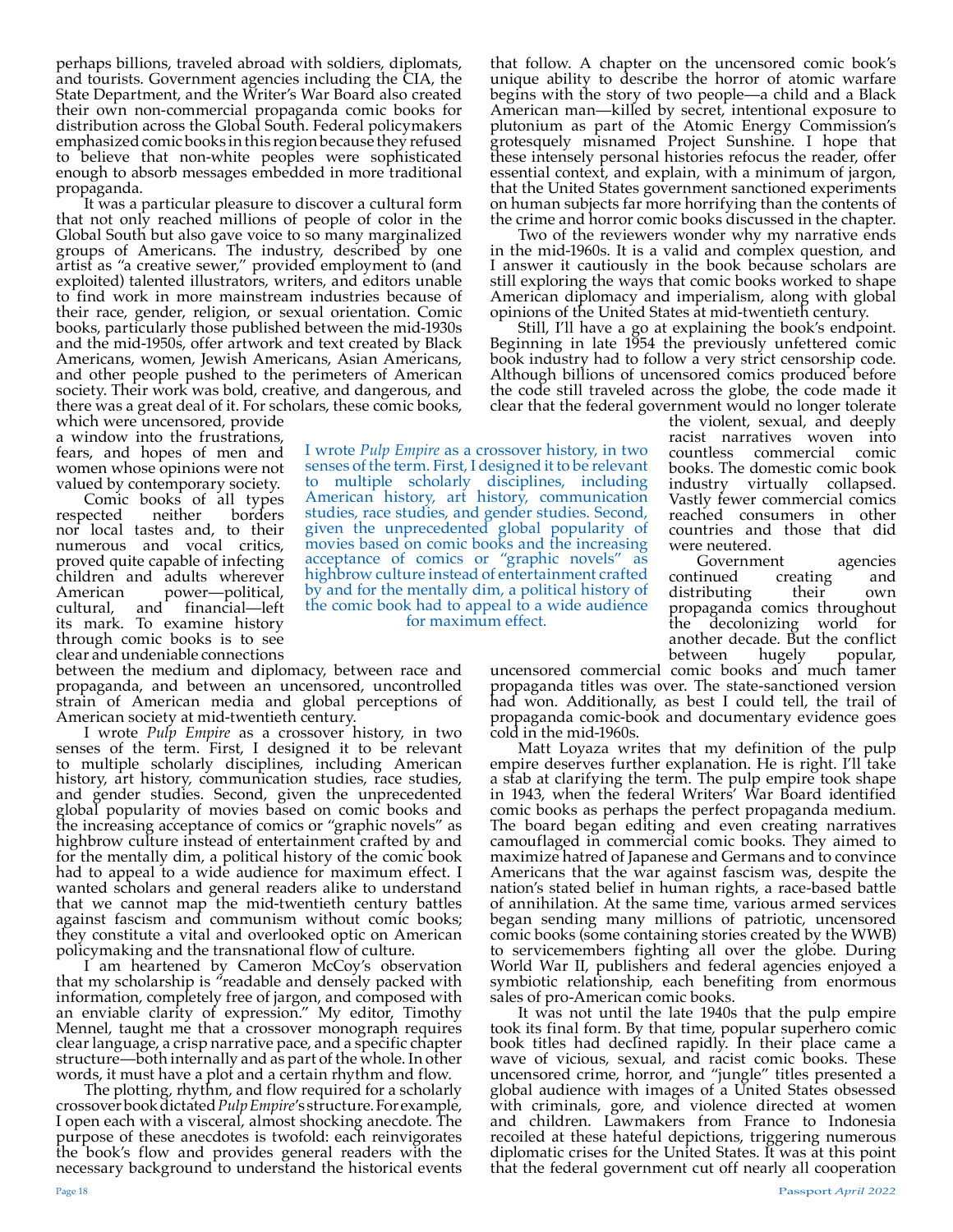perhaps billions, traveled abroad with soldiers, diplomats, and tourists. Government agencies including the CIA, the State Department, and the Writer's War Board also created their own non-commercial propaganda comic books for distribution across the Global South. Federal policymakers emphasized comic books in this region because they refused to believe that non-white peoples were sophisticated enough to absorb messages embedded in more traditional propaganda.

It was a particular pleasure to discover a cultural form that not only reached millions of people of color in the Global South but also gave voice to so many marginalized groups of Americans. The industry, described by one artist as "a creative sewer," provided employment to (and exploited) talented illustrators, writers, and editors unable to find work in more mainstream industries because of their race, gender, religion, or sexual orientation. Comic books, particularly those published between the mid-1930s and the mid-1950s, offer artwork and text created by Black Americans, women, Jewish Americans, Asian Americans, and other people pushed to the perimeters of American society. Their work was bold, creative, and dangerous, and there was a great deal of it. For scholars, these comic books, which were uncensored, provide a window into the frustrations, fears, and hopes of men and women whose opinions were not valued by contemporary society.

Comic books of all types respected neither borders nor local tastes and, to their numerous and vocal critics, proved quite capable of infecting children and adults wherever American power—political, cultural, and financial—left its mark. To examine history through comic books is to see clear and undeniable connections between the medium and diplomacy, between race and propaganda, and between an uncensored, uncontrolled strain of American media and global perceptions of American society at mid-twentieth century.

I wrote *Pulp Empire* as a crossover history, in two senses of the term. First, I designed it to be relevant to multiple scholarly disciplines, including American history, art history, communication studies, race studies, and gender studies. Second, given the unprecedented global popularity of movies based on comic books and the increasing acceptance of comics or "graphic novels" as highbrow culture instead of entertainment crafted by and for the mentally dim, a political history of the comic book had to appeal to a wide audience for maximum effect. I wanted scholars and general readers alike to understand that we cannot map the mid-twentieth century battles against fascism and communism without comic books; they constitute a vital and overlooked optic on American policymaking and the transnational flow of culture.

I am heartened by Cameron McCoy's observation that my scholarship is "readable and densely packed with information, completely free of jargon, and composed with an enviable clarity of expression." My editor, Timothy Mennel, taught me that a crossover monograph requires clear language, a crisp narrative pace, and a specific chapter structure—both internally and as part of the whole. In other words, it must have a plot and a certain rhythm and flow.

The plotting, rhythm, and flow required for a scholarly crossover book dictated *Pulp Empire*'s structure. For example, I open each with a visceral, almost shocking anecdote. The purpose of these anecdotes is twofold: each reinvigorates the book's flow and provides general readers with the necessary background to understand the historical events that follow. A chapter on the uncensored comic book's unique ability to describe the horror of atomic warfare begins with the story of two people—a child and a Black American man—killed by secret, intentional exposure to plutonium as part of the Atomic Energy Commission's grotesquely misnamed Project Sunshine. I hope that these intensely personal histories refocus the reader, offer essential context, and explain, with a minimum of jargon, that the United States government sanctioned experiments on human subjects far more horrifying than the contents of the crime and horror comic books discussed in the chapter.

Two of the reviewers wonder why my narrative ends in the mid-1960s. It is a valid and complex question, and I answer it cautiously in the book because scholars are still exploring the ways that comic books worked to shape American diplomacy and imperialism, along with global opinions of the United States at mid-twentieth century.

Still, I'll have a go at explaining the book's endpoint. Beginning in late 1954 the previously unfettered comic book industry had to follow a very strict censorship code. Although billions of uncensored comics produced before the code still traveled across the globe, the code made it clear that the federal government would no longer tolerate the violent, sexual, and deeply racist narratives woven into countless commercial comic books. The domestic comic book industry virtually collapsed. Vastly fewer commercial comics reached consumers in other countries and those that did were neutered.

Government agencies continued creating and distributing their own propaganda comics throughout the decolonizing world for another decade. But the conflict between hugely popular, uncensored commercial comic books and much tamer propaganda titles was over. The state-sanctioned version had won. Additionally, as best I could tell, the trail of propaganda comic-book and documentary evidence goes cold in the mid-1960s.

Matt Loyaza writes that my definition of the pulp empire deserves further explanation. He is right. I'll take a stab at clarifying the term. The pulp empire took shape in 1943, when the federal Writers' War Board identified comic books as perhaps the perfect propaganda medium. The board began editing and even creating narratives camouflaged in commercial comic books. They aimed to maximize hatred of Japanese and Germans and to convince Americans that the war against fascism was, despite the nation's stated belief in human rights, a race-based battle of annihilation. At the same time, various armed services began sending many millions of patriotic, uncensored comic books (some containing stories created by the WWB) to servicemembers fighting all over the globe. During World War II, publishers and federal agencies enjoyed a symbiotic relationship, each benefiting from enormous sales of pro-American comic books.

It was not until the late 1940s that the pulp empire took its final form. By that time, popular superhero comic book titles had declined rapidly. In their place came a wave of vicious, sexual, and racist comic books. These uncensored crime, horror, and "jungle" titles presented a global audience with images of a United States obsessed with criminals, gore, and violence directed at women and children. Lawmakers from France to Indonesia recoiled at these hateful depictions, triggering numerous diplomatic crises for the United States. It was at this point that the federal government cut off nearly all cooperation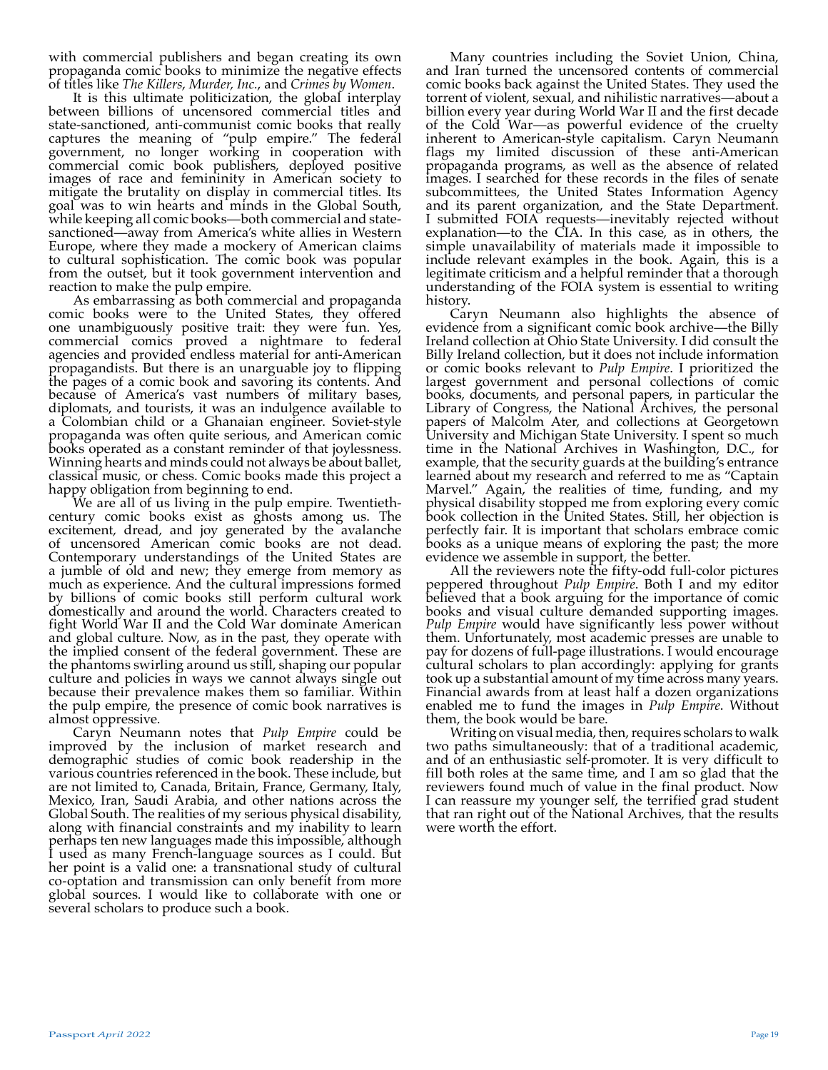with commercial publishers and began creating its own propaganda comic books to minimize the negative effects of titles like *The Killers*, *Murder, Inc.*, and *Crimes by Women*.

It is this ultimate politicization, the global interplay between billions of uncensored commercial titles and state-sanctioned, anti-communist comic books that really captures the meaning of "pulp empire." The federal government, no longer working in cooperation with commercial comic book publishers, deployed positive images of race and femininity in American society to mitigate the brutality on display in commercial titles. Its goal was to win hearts and minds in the Global South, while keeping all comic books—both commercial and state-sanctioned—away from America's white allies in Western Europe, where they made a mockery of American claims to cultural sophistication. The comic book was popular from the outset, but it took government intervention and reaction to make the pulp empire.

As embarrassing as both commercial and propaganda comic books were to the United States, they offered one unambiguously positive trait: they were fun. Yes, commercial comics proved a nightmare to federal agencies and provided endless material for anti-American propagandists. But there is an unarguable joy to flipping the pages of a comic book and savoring its contents. And because of America's vast numbers of military bases, diplomats, and tourists, it was an indulgence available to a Colombian child or a Ghanaian engineer. Soviet-style propaganda was often quite serious, and American comic books operated as a constant reminder of that joylessness. Winning hearts and minds could not always be about ballet, classical music, or chess. Comic books made this project a happy obligation from beginning to end.

We are all of us living in the pulp empire. Twentieth-century comic books exist as ghosts among us. The excitement, dread, and joy generated by the avalanche of uncensored American comic books are not dead. Contemporary understandings of the United States are a jumble of old and new; they emerge from memory as much as experience. And the cultural impressions formed by billions of comic books still perform cultural work domestically and around the world. Characters created to fight World War II and the Cold War dominate American and global culture. Now, as in the past, they operate with the implied consent of the federal government. These are the phantoms swirling around us still, shaping our popular culture and policies in ways we cannot always single out because their prevalence makes them so familiar. Within the pulp empire, the presence of comic book narratives is almost oppressive.

Caryn Neumann notes that *Pulp Empire* could be improved by the inclusion of market research and demographic studies of comic book readership in the various countries referenced in the book. These include, but are not limited to, Canada, Britain, France, Germany, Italy, Mexico, Iran, Saudi Arabia, and other nations across the Global South. The realities of my serious physical disability, along with financial constraints and my inability to learn perhaps ten new languages made this impossible, although I used as many French-language sources as I could. But her point is a valid one: a transnational study of cultural co-optation and transmission can only benefit from more global sources. I would like to collaborate with one or several scholars to produce such a book.

Many countries including the Soviet Union, China, and Iran turned the uncensored contents of commercial comic books back against the United States. They used the torrent of violent, sexual, and nihilistic narratives—about a billion every year during World War II and the first decade of the Cold War—as powerful evidence of the cruelty inherent to American-style capitalism. Caryn Neumann flags my limited discussion of these anti-American propaganda programs, as well as the absence of related images. I searched for these records in the files of senate subcommittees, the United States Information Agency and its parent organization, and the State Department. I submitted FOIA requests—inevitably rejected without explanation—to the CIA. In this case, as in others, the simple unavailability of materials made it impossible to include relevant examples in the book. Again, this is a legitimate criticism and a helpful reminder that a thorough understanding of the FOIA system is essential to writing history.

Caryn Neumann also highlights the absence of evidence from a significant comic book archive—the Billy Ireland collection at Ohio State University. I did consult the Billy Ireland collection, but it does not include information or comic books relevant to *Pulp Empire*. I prioritized the largest government and personal collections of comic books, documents, and personal papers, in particular the Library of Congress, the National Archives, the personal papers of Malcolm Ater, and collections at Georgetown University and Michigan State University. I spent so much time in the National Archives in Washington, D.C., for example, that the security guards at the building's entrance learned about my research and referred to me as "Captain Marvel." Again, the realities of time, funding, and my physical disability stopped me from exploring every comic book collection in the United States. Still, her objection is perfectly fair. It is important that scholars embrace comic books as a unique means of exploring the past; the more evidence we assemble in support, the better.

All the reviewers note the fifty-odd full-color pictures peppered throughout *Pulp Empire*. Both I and my editor believed that a book arguing for the importance of comic books and visual culture demanded supporting images. *Pulp Empire* would have significantly less power without them. Unfortunately, most academic presses are unable to pay for dozens of full-page illustrations. I would encourage cultural scholars to plan accordingly: applying for grants took up a substantial amount of my time across many years. Financial awards from at least half a dozen organizations enabled me to fund the images in *Pulp Empire*. Without them, the book would be bare.

Writing on visual media, then, requires scholars to walk two paths simultaneously: that of a traditional academic, and of an enthusiastic self-promoter. It is very difficult to fill both roles at the same time, and I am so glad that the reviewers found much of value in the final product. Now I can reassure my younger self, the terrified grad student that ran right out of the National Archives, that the results were worth the effort.